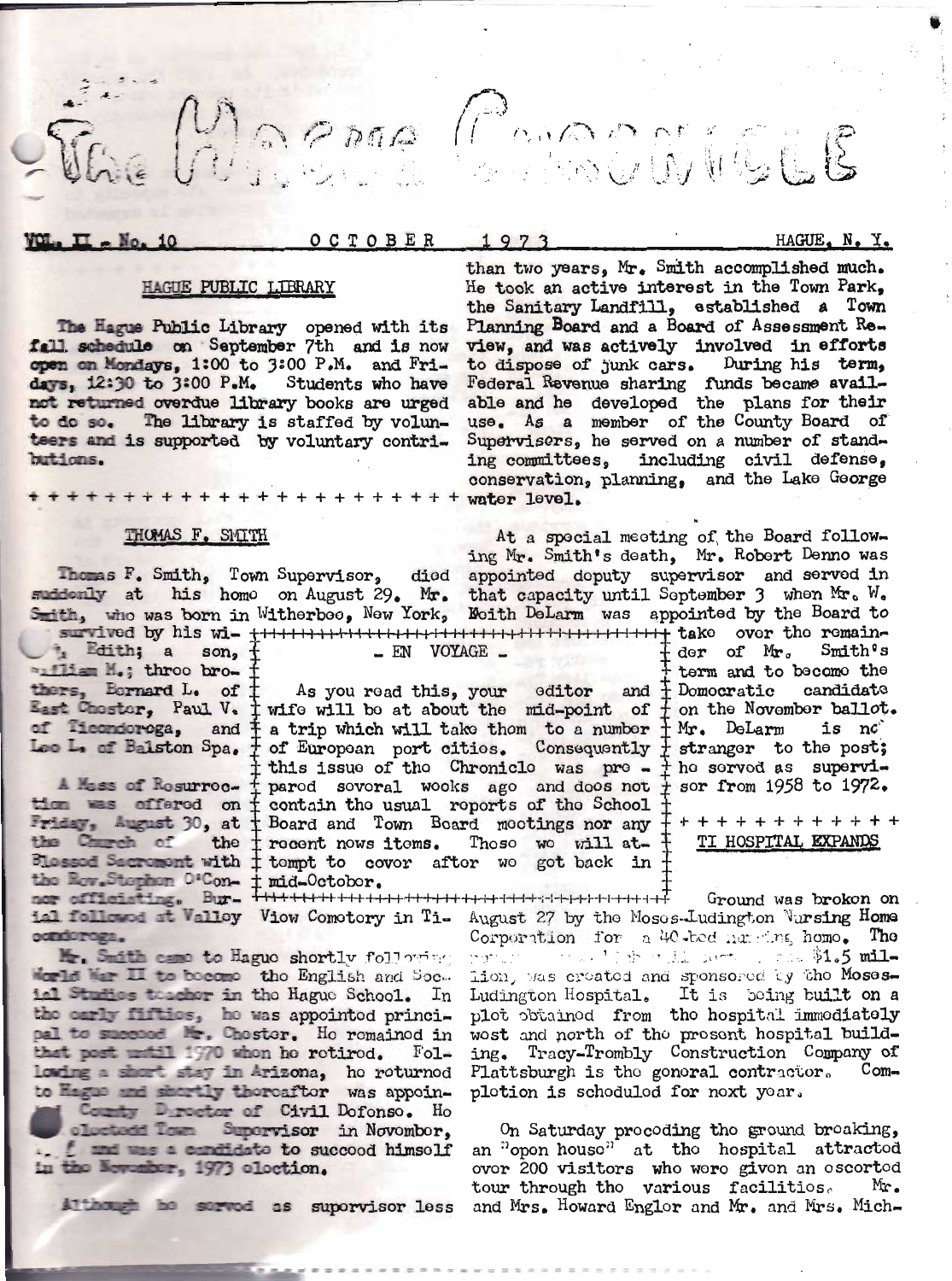# The Hague Chronicle

VOL. II - No. 10 OCTOBER 1973 HAGUE, N. Y.

## HAGUE PUBLIC LIBRARY

The Hague Public Library opened with its fall schedule on September 7th and is now open on Mondays, 1:00 to 3:00 P.M. and Fridays, 12:30 to 3:00 P.M. Students who have not returned overdue library books are urged to do so. The library is staffed by volunteers and is supported by voluntary contributions.

\+ + + + + + + + + + + + + + + + + + + + + +

## THOMAS F. SMITH

Thomas F. Smith, Town Supervisor, died suddenly at his home on August 29. Mr. Smith, who was born in Witherbee, New York, survived by his wife, Edith; a son, William M.; three brothers, Bernard L. of East Chester, Paul V. of Ticonderoga, and Leo L. of Balston Spa.

A Mass of Resurrection was offered on Friday, August 30, at the Church of the Blessed Sacrament with the Rev. Stephen O'Connor officiating. Burial followed at Valley View Cemetery in Ticonderoga.

Mr. Smith came to Hague shortly following World War II to become the English and Social Studies teacher in the Hague School. In the early fifties, he was appointed principal to succeed Mr. Chester. He remained in that post until 1970 when he retired. Following a short stay in Arizona, he returned to Hague and shortly thereafter was appointed County Director of Civil Defense. He was elected Town Supervisor in November, ... and was a candidate to succeed himself in the November, 1973 election.

Although he served as supervisor less than two years, Mr. Smith accomplished much. He took an active interest in the Town Park, the Sanitary Landfill, established a Town Planning Board and a Board of Assessment Review, and was actively involved in efforts to dispose of junk cars. During his term, Federal Revenue sharing funds became available and he developed the plans for their use. As a member of the County Board of Supervisors, he served on a number of standing committees, including civil defense, conservation, planning, and the Lake George water level.

At a special meeting of the Board following Mr. Smith's death, Mr. Robert Denno was appointed deputy supervisor and served in that capacity until September 3 when Mr. W. Keith DeLarm was appointed by the Board to take over the remainder of Mr. Smith's term and to become the Democratic candidate on the November ballot. Mr. DeLarm is no stranger to the post; he served as supervisor from 1958 to 1972.

## - EN VOYAGE -

As you read this, your editor and wife will be at about the mid-point of a trip which will take them to a number of European port cities. Consequently this issue of the Chronicle was prepared several weeks ago and does not contain the usual reports of the School Board and Town Board meetings nor any recent news items. These we will attempt to cover after we got back in mid-October.

\+ + + + + + + + + + + +

## TI HOSPITAL EXPANDS

Ground was broken on August 27 by the Moses-Ludington Nursing Home Corporation for a 40-bed nursing home. The ... \$1.5 million, was created and sponsored by the Moses-Ludington Hospital. It is being built on a plot obtained from the hospital immediately west and north of the present hospital building. Tracy-Trombly Construction Company of Plattsburgh is the general contractor. Completion is scheduled for next year.

On Saturday preceding the ground breaking, an "open house" at the hospital attracted over 200 visitors who were given an escorted tour through the various facilities. Mr. and Mrs. Howard Englor and Mr. and Mrs. Mich-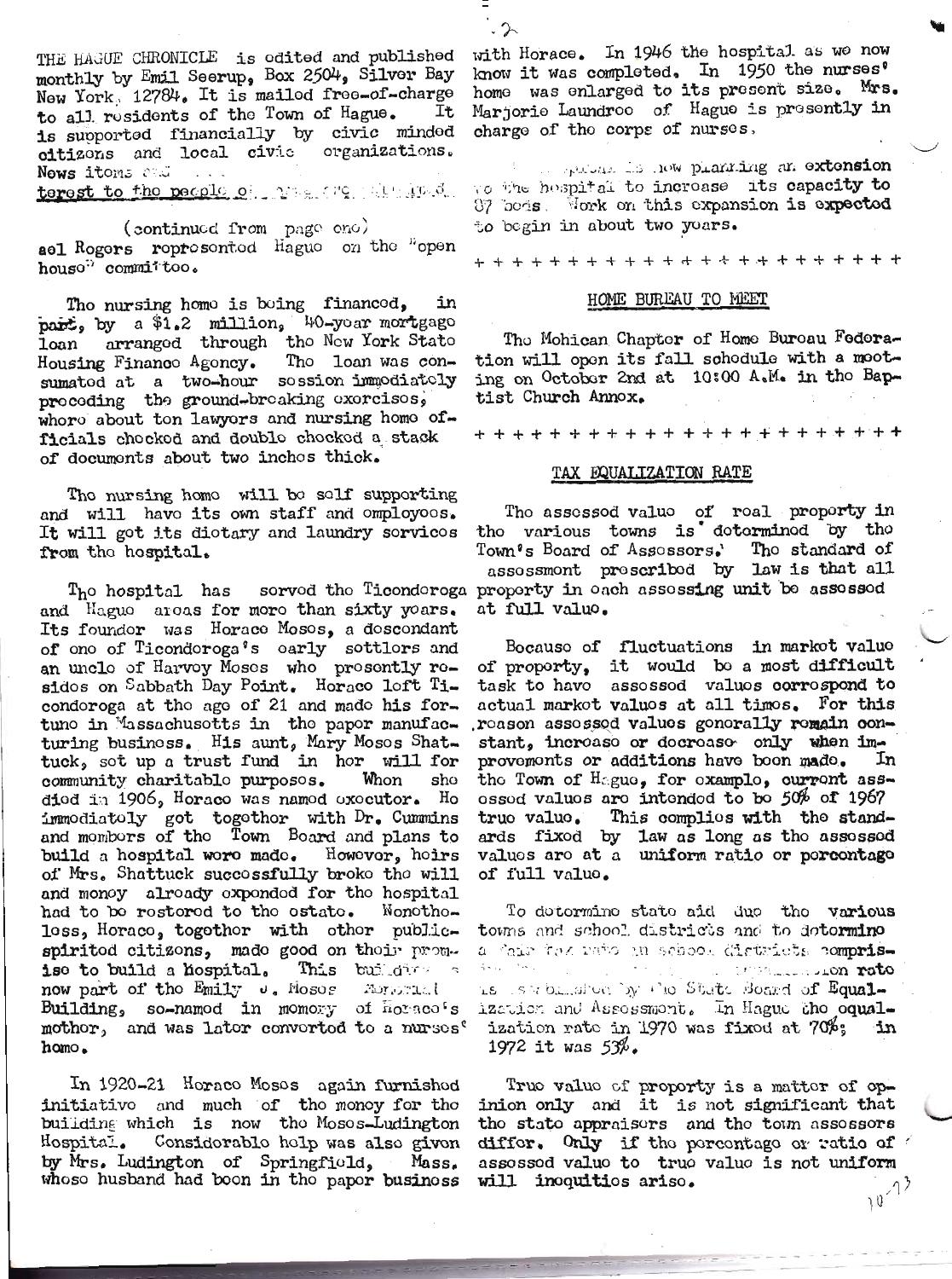THE HAGUE CHRONICLE is edited and published monthly by Emil Seerup, Box 2504, Silver Bay New York, 12784. It is mailed free-of-charge to all residents of the Town of Hague. It is supported financially by civic minded citizens and local civic organizations. News items and ... terest to the people of ...

(continued from page one)

ael Rogers represented Hague on the "open house" committee.

The nursing home is being financed, in part, by a $1.2 million, 40-year mortgage loan arranged through the New York State Housing Finance Agency. The loan was consummated at a two-hour session immediately preceding the ground-breaking exercises, where about ten lawyers and nursing home officials checked and double checked a stack of documents about two inches thick.

The nursing home will be self supporting and will have its own staff and employees. It will get its dietary and laundry services from the hospital.

The hospital has served the Ticonderoga and Hague areas for more than sixty years. Its founder was Horace Moses, a descendant of one of Ticonderoga's early settlers and an uncle of Harvey Moses who presently resides on Sabbath Day Point. Horace left Ticonderoga at the age of 21 and made his fortune in Massachusetts in the paper manufacturing business. His aunt, Mary Moses Shattuck, set up a trust fund in her will for community charitable purposes. When she died in 1906, Horace was named executor. He immediately got together with Dr. Cummins and members of the Town Board and plans to build a hospital were made. However, heirs of Mrs. Shattuck successfully broke the will and money already expended for the hospital had to be restored to the estate. Nonetheless, Horace, together with other public-spirited citizens, made good on their promise to build a hospital. This building is now part of the Emily J. Moses Memorial Building, so-named in memory of Horace's mother, and was later converted to a nurses' home.

In 1920-21 Horace Moses again furnished initiative and much of the money for the building which is now the Moses-Ludington Hospital. Considerable help was also given by Mrs. Ludington of Springfield, Mass. whose husband had been in the paper business with Horace. In 1946 the hospital as we now know it was completed. In 1950 the nurses' home was enlarged to its present size. Mrs. Marjorie Laundree of Hague is presently in charge of the corps of nurses.

... is now planning an extension to the hospital to increase its capacity to 87 beds. Work on this expansion is expected to begin in about two years.

+ + + + + + + + + + + + + + + + + + + + + + +

## HOME BUREAU TO MEET

The Mohican Chapter of Home Bureau Federation will open its fall schedule with a meeting on October 2nd at 10:00 A.M. in the Baptist Church Annex.

+ + + + + + + + + + + + + + + + + + + + + + +

## TAX EQUALIZATION RATE

The assessed value of real property in the various towns is determined by the Town's Board of Assessors. The standard of assessment prescribed by law is that all property in each assessing unit be assessed at full value.

Because of fluctuations in market value of property, it would be a most difficult task to have assessed values correspond to actual market values at all times. For this reason assessed values generally remain constant, increase or decrease only when improvements or additions have been made. In the Town of Hague, for example, current assessed values are intended to be 50% of 1967 true value. This complies with the standards fixed by law as long as the assessed values are at a uniform ratio or percentage of full value.

To determine state aid due the various towns and school districts and to determine a fair tax rate in school districts comprising ... equalization rate is established by the State Board of Equalization and Assessment. In Hague the equalization rate in 1970 was fixed at 70%; in 1972 it was 53%.

True value of property is a matter of opinion only and it is not significant that the state appraisers and the town assessors differ. Only if the percentage or ratio of assessed value to true value is not uniform will inequities arise.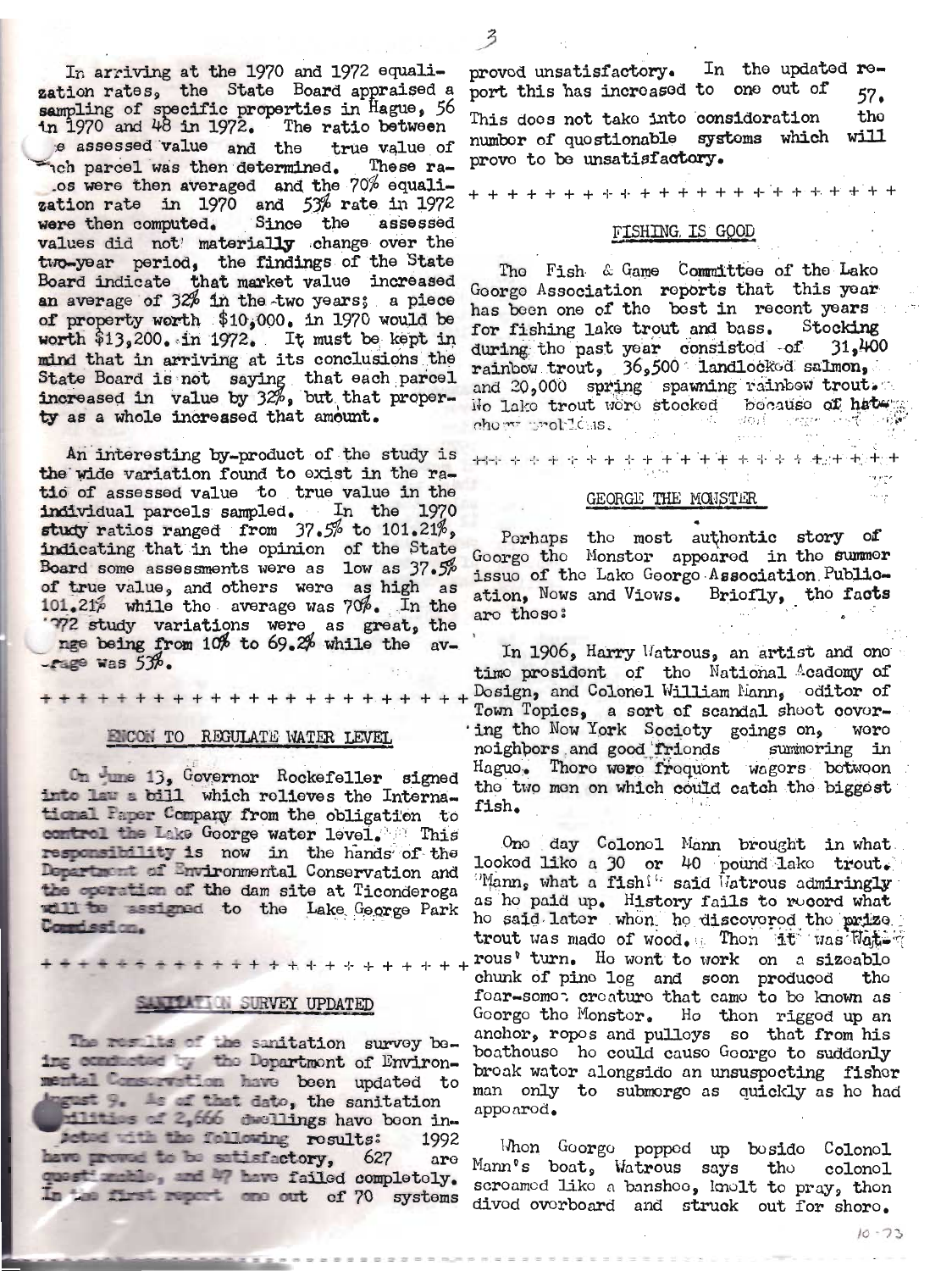In arriving at the 1970 and 1972 equalization rates, the State Board appraised a sampling of specific properties in Hague, 56 in 1970 and 48 in 1972. The ratio between the assessed value and the true value of each parcel was then determined. These ratios were then averaged and the 70% equalization rate in 1970 and 53% rate in 1972 were then computed. Since the assessed values did not materially change over the two-year period, the findings of the State Board indicate that market value increased an average of 32% in the two years; a piece of property worth $10,000. in 1970 would be worth $13,200. in 1972. It must be kept in mind that in arriving at its conclusions the State Board is not saying that each parcel increased in value by 32%, but that property as a whole increased that amount.

An interesting by-product of the study is the wide variation found to exist in the ratio of assessed value to true value in the individual parcels sampled. In the 1970 study ratios ranged from 37.5% to 101.21%, indicating that in the opinion of the State Board some assessments were as low as 37.5% of true value, and others were as high as 101.21% while the average was 70%. In the 1972 study variations were as great, the range being from 10% to 69.2% while the average was 53%.

+ + + + + + + + + + + + + + + + + + + + + + + +

## ENCON TO REGULATE WATER LEVEL

On June 13, Governor Rockefeller signed into law a bill which relieves the International Paper Company from the obligation to control the Lake George water level. This responsibility is now in the hands of the Department of Environmental Conservation and the operation of the dam site at Ticonderoga will be assigned to the Lake George Park Commission.

+ + + + + + + + + + + + + + + + + + + + + + + +

## SANITATION SURVEY UPDATED

The results of the sanitation survey being conducted by the Department of Environmental Conservation have been updated to August 9. As of that date, the sanitation facilities of 2,666 dwellings have been inspected with the following results: 1992 have proved to be satisfactory, 627 are questionable, and 47 have failed completely. In the first report one out of 70 systems proved unsatisfactory. In the updated report this has increased to one out of 57. This does not take into consideration the number of questionable systems which will prove to be unsatisfactory.

+ + + + + + + + + + + + + + + + + + + + + + + +

## FISHING IS GOOD

The Fish & Game Committee of the Lake George Association reports that this year has been one of the best in recent years for fishing lake trout and bass. Stocking during the past year consisted of 31,400 rainbow trout, 36,500 landlocked salmon, and 20,000 spring spawning rainbow trout. No lake trout were stocked because of hatchery problems.

+ + + + + + + + + + + + + + + + + + + + + + + +

## GEORGE THE MONSTER

Perhaps the most authentic story of George the Monster appeared in the summer issue of the Lake George Association Publication, News and Views. Briefly, the facts are these:

In 1906, Harry Watrous, an artist and one time president of the National Academy of Design, and Colonel William Mann, editor of Town Topics, a sort of scandal sheet covering the New York Society goings on, were neighbors and good friends summering in Hague. There were frequent wagers between the two men on which could catch the biggest fish.

One day Colonel Mann brought in what looked like a 30 or 40 pound lake trout. "Mann, what a fish!" said Watrous admiringly as he paid up. History fails to record what he said later when he discovered the prize trout was made of wood. Then it was Watrous' turn. He went to work on a sizeable chunk of pine log and soon produced the fear-some creature that came to be known as George the Monster. He then rigged up an anchor, ropes and pulleys so that from his boathouse he could cause George to suddenly break water alongside an unsuspecting fisher man only to submerge as quickly as he had appeared.

When George popped up beside Colonel Mann's boat, Watrous says the colonel screamed like a banshee, knelt to pray, then dived overboard and struck out for shore.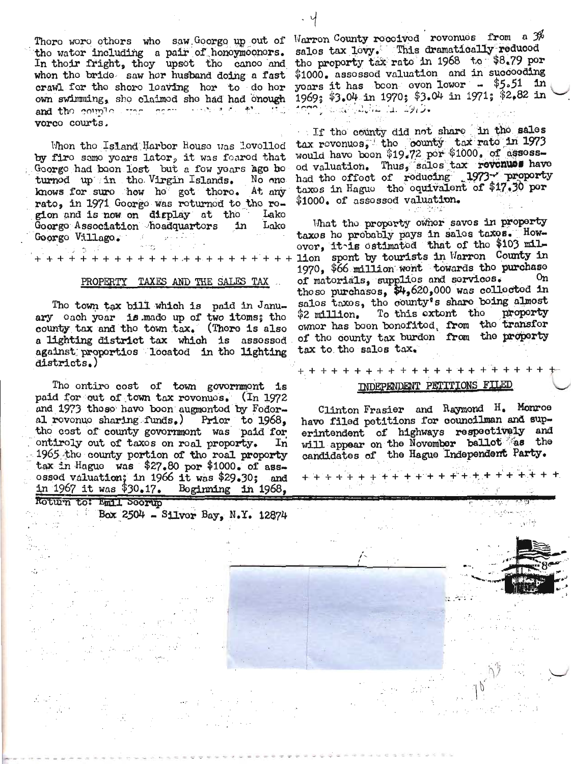There were others who saw George up out of the water including a pair of honeymooners. In their fright, they upset the canoe and when the bride saw her husband doing a fast crawl for the shore leaving her to do her own swimming, she claimed she had had enough and the couple was seen ... divorce courts.

When the Island Harbor House was levelled by fire some years later, it was feared that George had been lost but a few years ago he turned up in the Virgin Islands. No one knows for sure how he got there. At any rate, in 1971 George was returned to the region and is now on display at the Lake George Association headquarters in Lake George Village.

+ + + + + + + + + + + + + + + + + + + + + + + +

## PROPERTY TAXES AND THE SALES TAX

The town tax bill which is paid in January each year is made up of two items; the county tax and the town tax. (There is also a lighting district tax which is assessed against properties located in the lighting districts.)

The entire cost of town government is paid for out of town tax revenues. (In 1972 and 1973 these have been augmented by Federal revenue sharing funds.) Prior to 1968, the cost of county government was paid for entirely out of taxes on real property. In 1965 the county portion of the real property tax in Hague was \$27.80 per \$1000. of assessed valuation; in 1966 it was \$29.30; and in 1967 it was \$30.17. Beginning in 1968, Warren County received revenues from a 3% sales tax levy. This dramatically reduced the property tax rate in 1968 to \$8.79 per \$1000. assessed valuation and in succeeding years it has been even lower - \$5.51 in 1969; \$3.04 in 1970; \$3.04 in 1971; \$2.82 in 1972; ... in 1973.

If the county did not share in the sales tax revenues, the county tax rate in 1973 would have been \$19.72 per \$1000. of assessed valuation. Thus, sales tax revenues have had the effect of reducing 1973 property taxes in Hague the equivalent of \$17.30 per \$1000. of assessed valuation.

What the property owner saves in property taxes he probably pays in sales taxes. However, it is estimated that of the \$103 million spent by tourists in Warren County in 1970, \$66 million went towards the purchase of materials, supplies and services. On these purchases, \$4,620,000 was collected in sales taxes, the county's share being almost \$2 million. To this extent the property owner has been benefited from the transfer of the county tax burden from the property tax to the sales tax.

+ + + + + + + + + + + + + + + + + + + + + + + +

## INDEPENDENT PETITIONS FILED

Clinton Frasier and Raymond H. Monroe have filed petitions for councilman and superintendent of highways respectively and will appear on the November ballot as the candidates of the Hague Independent Party.

+ + + + + + + + + + + + + + + + + + + + + + + +

Return to: Emil Seerup
Box 2504 - Silver Bay, N.Y. 12874